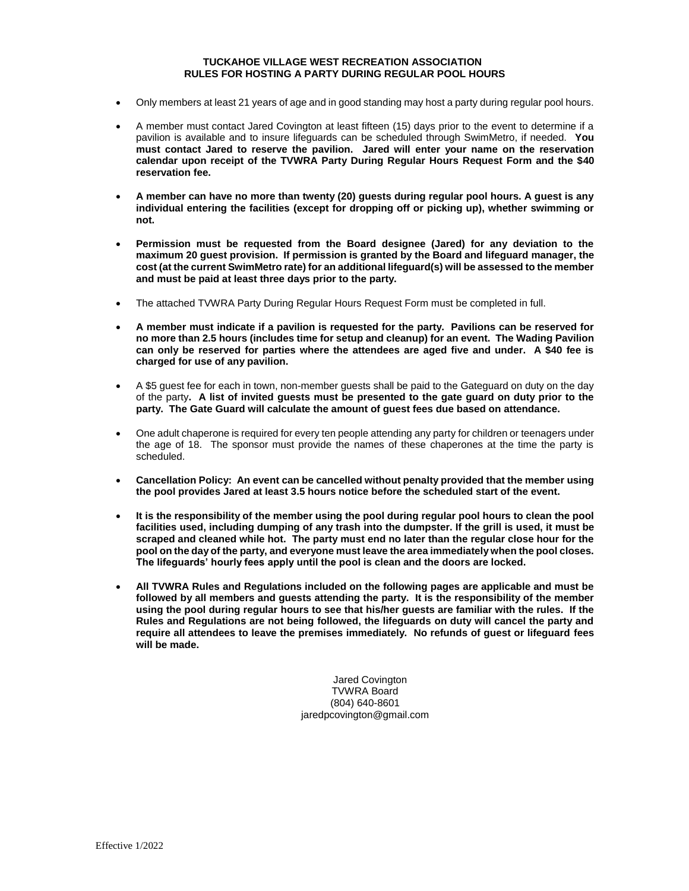# TUCKAHOE VILLAGE WEST RECREATION ASSOCIATION
## RULES FOR HOSTING A PARTY DURING REGULAR POOL HOURS

- Only members at least 21 years of age and in good standing may host a party during regular pool hours.

- A member must contact Jared Covington at least fifteen (15) days prior to the event to determine if a pavilion is available and to insure lifeguards can be scheduled through SwimMetro, if needed. **You must contact Jared to reserve the pavilion. Jared will enter your name on the reservation calendar upon receipt of the TVWRA Party During Regular Hours Request Form and the $40 reservation fee.**

- **A member can have no more than twenty (20) guests during regular pool hours. A guest is any individual entering the facilities (except for dropping off or picking up), whether swimming or not.**

- **Permission must be requested from the Board designee (Jared) for any deviation to the maximum 20 guest provision. If permission is granted by the Board and lifeguard manager, the cost (at the current SwimMetro rate) for an additional lifeguard(s) will be assessed to the member and must be paid at least three days prior to the party.**

- The attached TVWRA Party During Regular Hours Request Form must be completed in full.

- **A member must indicate if a pavilion is requested for the party. Pavilions can be reserved for no more than 2.5 hours (includes time for setup and cleanup) for an event. The Wading Pavilion can only be reserved for parties where the attendees are aged five and under. A $40 fee is charged for use of any pavilion.**

- A $5 guest fee for each in town, non-member guests shall be paid to the Gateguard on duty on the day of the party**. A list of invited guests must be presented to the gate guard on duty prior to the party. The Gate Guard will calculate the amount of guest fees due based on attendance.**

- One adult chaperone is required for every ten people attending any party for children or teenagers under the age of 18. The sponsor must provide the names of these chaperones at the time the party is scheduled.

- **Cancellation Policy: An event can be cancelled without penalty provided that the member using the pool provides Jared at least 3.5 hours notice before the scheduled start of the event.**

- **It is the responsibility of the member using the pool during regular pool hours to clean the pool facilities used, including dumping of any trash into the dumpster. If the grill is used, it must be scraped and cleaned while hot. The party must end no later than the regular close hour for the pool on the day of the party, and everyone must leave the area immediately when the pool closes. The lifeguards' hourly fees apply until the pool is clean and the doors are locked.**

- **All TVWRA Rules and Regulations included on the following pages are applicable and must be followed by all members and guests attending the party. It is the responsibility of the member using the pool during regular hours to see that his/her guests are familiar with the rules. If the Rules and Regulations are not being followed, the lifeguards on duty will cancel the party and require all attendees to leave the premises immediately. No refunds of guest or lifeguard fees will be made.**

Jared Covington
TVWRA Board
(804) 640-8601
jaredpcovington@gmail.com

Effective 1/2022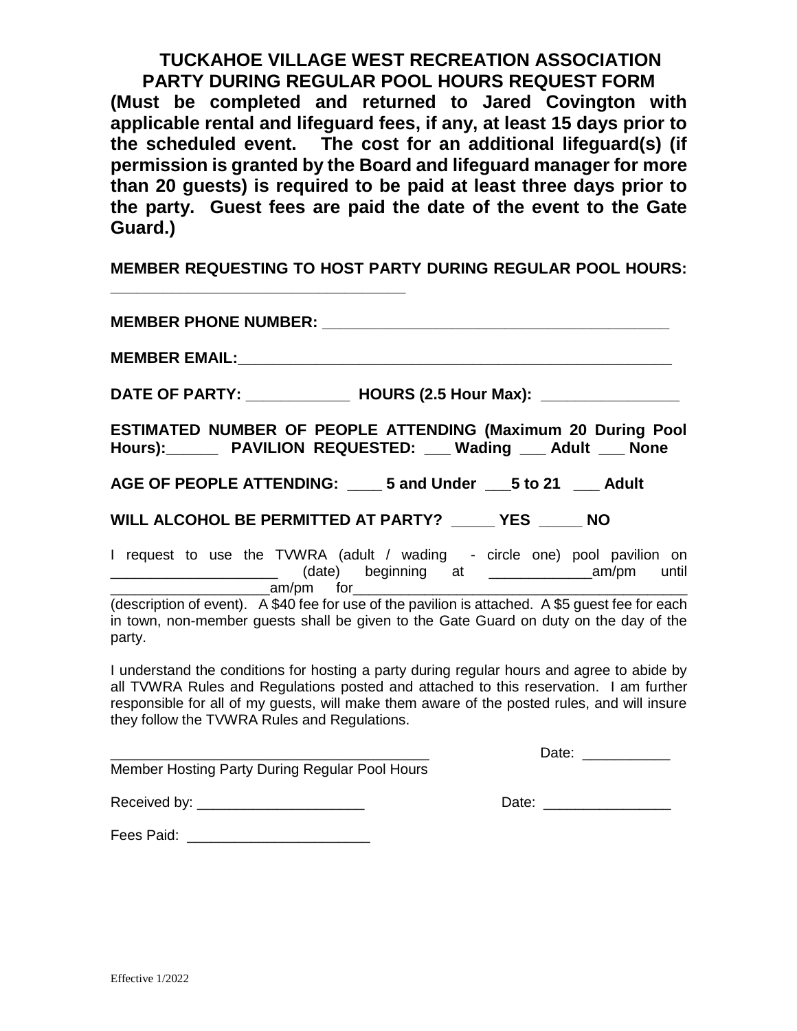# TUCKAHOE VILLAGE WEST RECREATION ASSOCIATION
## PARTY DURING REGULAR POOL HOURS REQUEST FORM

**(Must be completed and returned to Jared Covington with applicable rental and lifeguard fees, if any, at least 15 days prior to the scheduled event. The cost for an additional lifeguard(s) (if permission is granted by the Board and lifeguard manager for more than 20 guests) is required to be paid at least three days prior to the party. Guest fees are paid the date of the event to the Gate Guard.)**

**MEMBER REQUESTING TO HOST PARTY DURING REGULAR POOL HOURS: ___________________________________**

**MEMBER PHONE NUMBER: _________________________________________**

**MEMBER EMAIL:_____________________________________________________**

**DATE OF PARTY: ____________ HOURS (2.5 Hour Max): ________________**

**ESTIMATED NUMBER OF PEOPLE ATTENDING (Maximum 20 During Pool Hours):______ PAVILION REQUESTED: ___ Wading ___ Adult ___ None**

**AGE OF PEOPLE ATTENDING: ____ 5 and Under ___5 to 21 ___ Adult**

**WILL ALCOHOL BE PERMITTED AT PARTY? _____ YES _____ NO**

I request to use the TVWRA (adult / wading - circle one) pool pavilion on _____________________ (date) beginning at _____________am/pm until ____________________am/pm for__________________________________________ (description of event). A $40 fee for use of the pavilion is attached. A $5 guest fee for each in town, non-member guests shall be given to the Gate Guard on duty on the day of the party.

I understand the conditions for hosting a party during regular hours and agree to abide by all TVWRA Rules and Regulations posted and attached to this reservation. I am further responsible for all of my guests, will make them aware of the posted rules, and will insure they follow the TVWRA Rules and Regulations.

_________________________________________ Date: ___________
Member Hosting Party During Regular Pool Hours

Received by: _____________________ Date: ________________

Fees Paid: _______________________

Effective 1/2022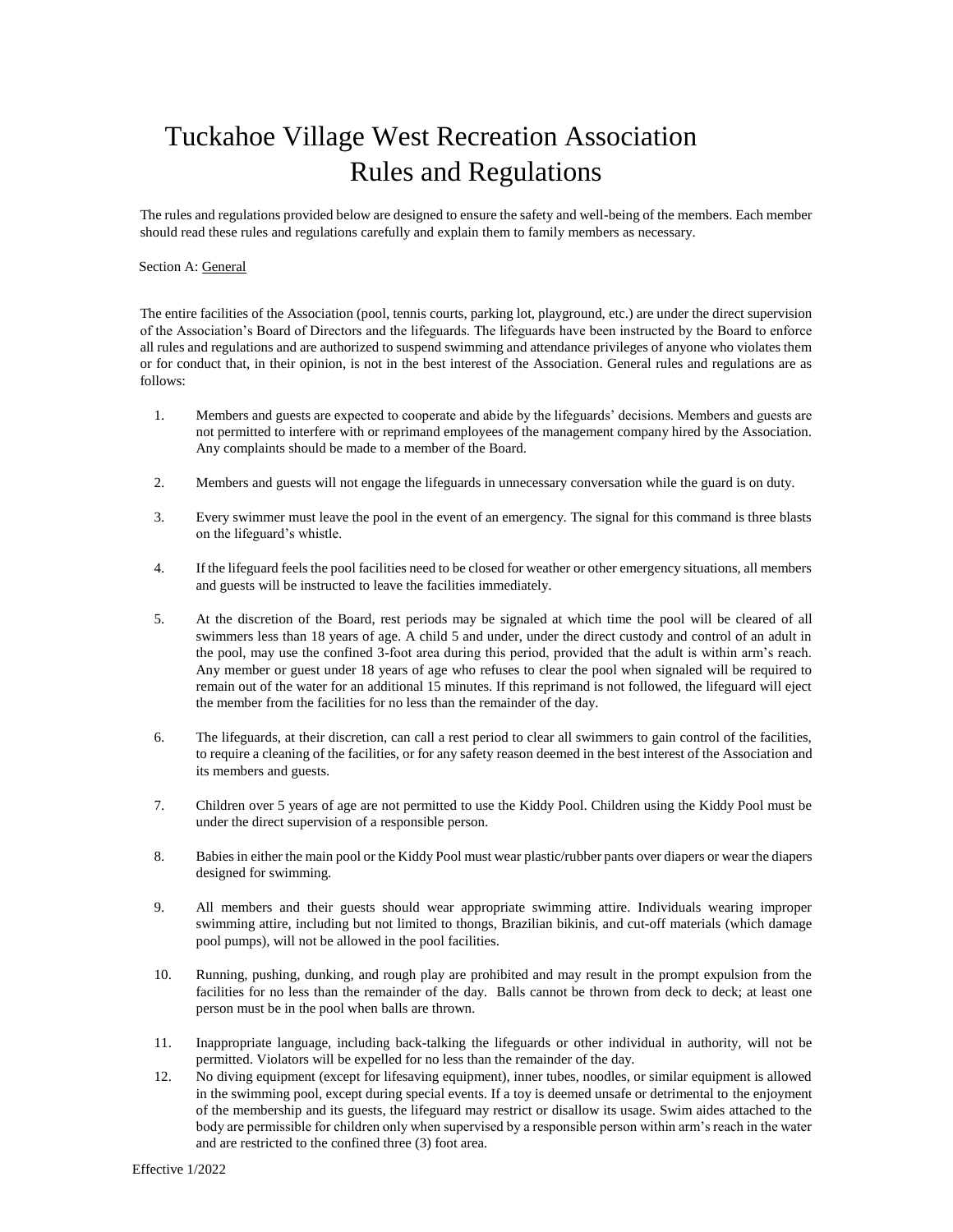# Tuckahoe Village West Recreation Association Rules and Regulations

The rules and regulations provided below are designed to ensure the safety and well-being of the members. Each member should read these rules and regulations carefully and explain them to family members as necessary.

Section A: General

The entire facilities of the Association (pool, tennis courts, parking lot, playground, etc.) are under the direct supervision of the Association's Board of Directors and the lifeguards. The lifeguards have been instructed by the Board to enforce all rules and regulations and are authorized to suspend swimming and attendance privileges of anyone who violates them or for conduct that, in their opinion, is not in the best interest of the Association. General rules and regulations are as follows:

1. Members and guests are expected to cooperate and abide by the lifeguards' decisions. Members and guests are not permitted to interfere with or reprimand employees of the management company hired by the Association. Any complaints should be made to a member of the Board.

2. Members and guests will not engage the lifeguards in unnecessary conversation while the guard is on duty.

3. Every swimmer must leave the pool in the event of an emergency. The signal for this command is three blasts on the lifeguard's whistle.

4. If the lifeguard feels the pool facilities need to be closed for weather or other emergency situations, all members and guests will be instructed to leave the facilities immediately.

5. At the discretion of the Board, rest periods may be signaled at which time the pool will be cleared of all swimmers less than 18 years of age. A child 5 and under, under the direct custody and control of an adult in the pool, may use the confined 3-foot area during this period, provided that the adult is within arm's reach. Any member or guest under 18 years of age who refuses to clear the pool when signaled will be required to remain out of the water for an additional 15 minutes. If this reprimand is not followed, the lifeguard will eject the member from the facilities for no less than the remainder of the day.

6. The lifeguards, at their discretion, can call a rest period to clear all swimmers to gain control of the facilities, to require a cleaning of the facilities, or for any safety reason deemed in the best interest of the Association and its members and guests.

7. Children over 5 years of age are not permitted to use the Kiddy Pool. Children using the Kiddy Pool must be under the direct supervision of a responsible person.

8. Babies in either the main pool or the Kiddy Pool must wear plastic/rubber pants over diapers or wear the diapers designed for swimming.

9. All members and their guests should wear appropriate swimming attire. Individuals wearing improper swimming attire, including but not limited to thongs, Brazilian bikinis, and cut-off materials (which damage pool pumps), will not be allowed in the pool facilities.

10. Running, pushing, dunking, and rough play are prohibited and may result in the prompt expulsion from the facilities for no less than the remainder of the day. Balls cannot be thrown from deck to deck; at least one person must be in the pool when balls are thrown.

11. Inappropriate language, including back-talking the lifeguards or other individual in authority, will not be permitted. Violators will be expelled for no less than the remainder of the day.

12. No diving equipment (except for lifesaving equipment), inner tubes, noodles, or similar equipment is allowed in the swimming pool, except during special events. If a toy is deemed unsafe or detrimental to the enjoyment of the membership and its guests, the lifeguard may restrict or disallow its usage. Swim aides attached to the body are permissible for children only when supervised by a responsible person within arm's reach in the water and are restricted to the confined three (3) foot area.

Effective 1/2022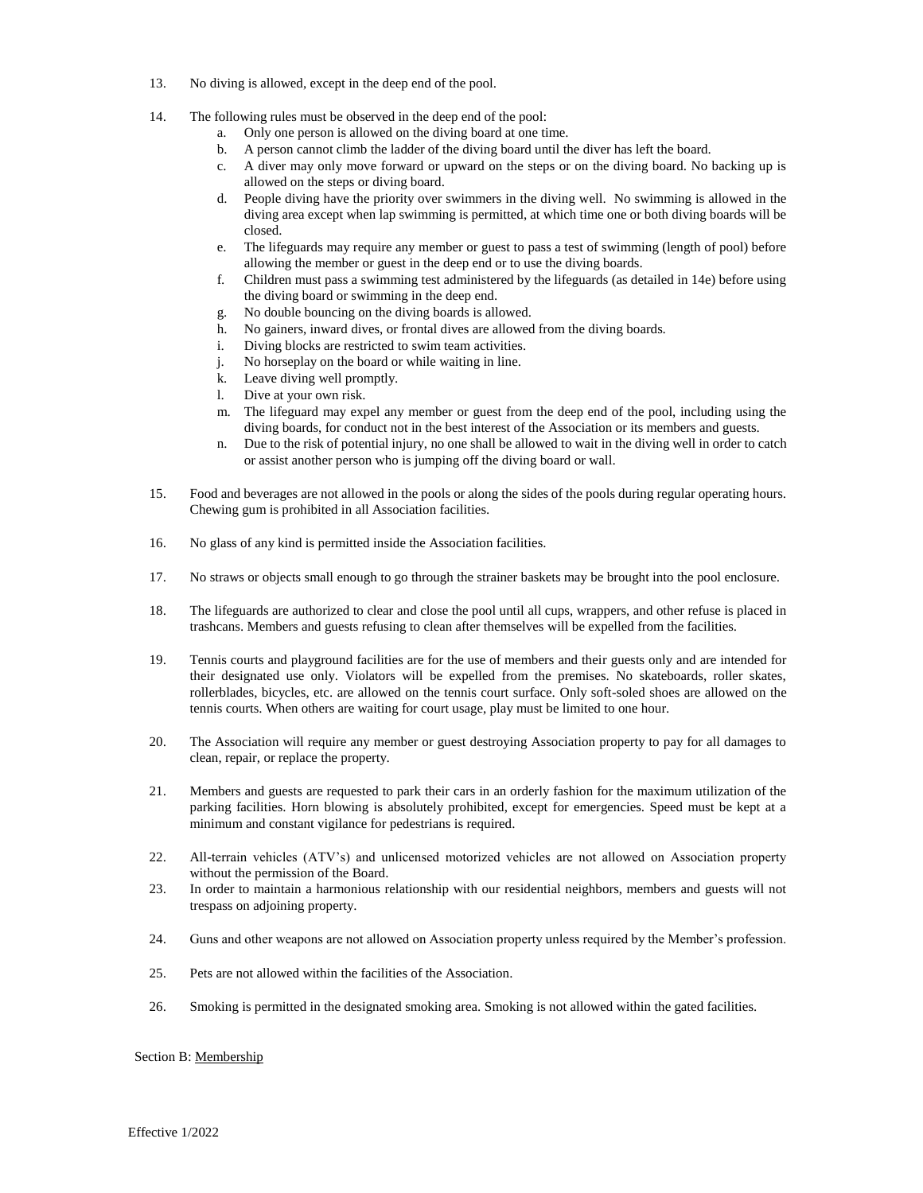13. No diving is allowed, except in the deep end of the pool.

14. The following rules must be observed in the deep end of the pool:
    a. Only one person is allowed on the diving board at one time.
    b. A person cannot climb the ladder of the diving board until the diver has left the board.
    c. A diver may only move forward or upward on the steps or on the diving board. No backing up is allowed on the steps or diving board.
    d. People diving have the priority over swimmers in the diving well. No swimming is allowed in the diving area except when lap swimming is permitted, at which time one or both diving boards will be closed.
    e. The lifeguards may require any member or guest to pass a test of swimming (length of pool) before allowing the member or guest in the deep end or to use the diving boards.
    f. Children must pass a swimming test administered by the lifeguards (as detailed in 14e) before using the diving board or swimming in the deep end.
    g. No double bouncing on the diving boards is allowed.
    h. No gainers, inward dives, or frontal dives are allowed from the diving boards.
    i. Diving blocks are restricted to swim team activities.
    j. No horseplay on the board or while waiting in line.
    k. Leave diving well promptly.
    l. Dive at your own risk.
    m. The lifeguard may expel any member or guest from the deep end of the pool, including using the diving boards, for conduct not in the best interest of the Association or its members and guests.
    n. Due to the risk of potential injury, no one shall be allowed to wait in the diving well in order to catch or assist another person who is jumping off the diving board or wall.

15. Food and beverages are not allowed in the pools or along the sides of the pools during regular operating hours. Chewing gum is prohibited in all Association facilities.

16. No glass of any kind is permitted inside the Association facilities.

17. No straws or objects small enough to go through the strainer baskets may be brought into the pool enclosure.

18. The lifeguards are authorized to clear and close the pool until all cups, wrappers, and other refuse is placed in trashcans. Members and guests refusing to clean after themselves will be expelled from the facilities.

19. Tennis courts and playground facilities are for the use of members and their guests only and are intended for their designated use only. Violators will be expelled from the premises. No skateboards, roller skates, rollerblades, bicycles, etc. are allowed on the tennis court surface. Only soft-soled shoes are allowed on the tennis courts. When others are waiting for court usage, play must be limited to one hour.

20. The Association will require any member or guest destroying Association property to pay for all damages to clean, repair, or replace the property.

21. Members and guests are requested to park their cars in an orderly fashion for the maximum utilization of the parking facilities. Horn blowing is absolutely prohibited, except for emergencies. Speed must be kept at a minimum and constant vigilance for pedestrians is required.

22. All-terrain vehicles (ATV's) and unlicensed motorized vehicles are not allowed on Association property without the permission of the Board.

23. In order to maintain a harmonious relationship with our residential neighbors, members and guests will not trespass on adjoining property.

24. Guns and other weapons are not allowed on Association property unless required by the Member's profession.

25. Pets are not allowed within the facilities of the Association.

26. Smoking is permitted in the designated smoking area. Smoking is not allowed within the gated facilities.

Section B: <u>Membership</u>

Effective 1/2022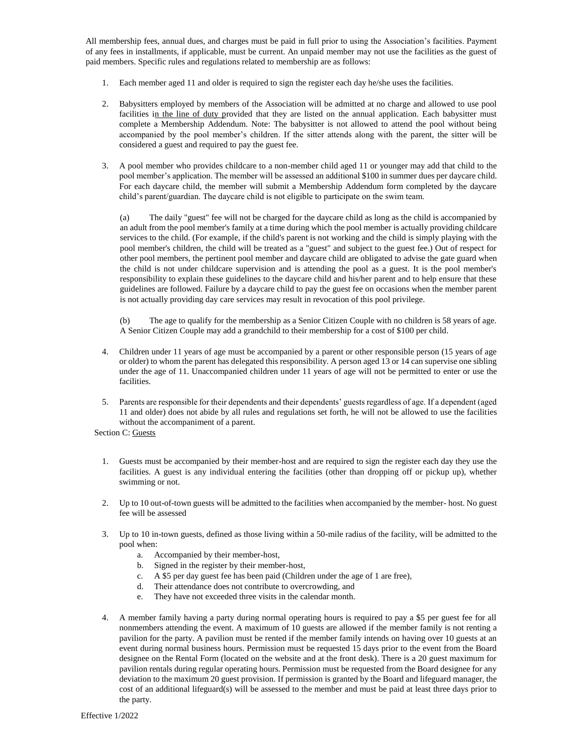All membership fees, annual dues, and charges must be paid in full prior to using the Association's facilities. Payment of any fees in installments, if applicable, must be current. An unpaid member may not use the facilities as the guest of paid members. Specific rules and regulations related to membership are as follows:

1. Each member aged 11 and older is required to sign the register each day he/she uses the facilities.

2. Babysitters employed by members of the Association will be admitted at no charge and allowed to use pool facilities in the line of duty provided that they are listed on the annual application. Each babysitter must complete a Membership Addendum. Note: The babysitter is not allowed to attend the pool without being accompanied by the pool member's children. If the sitter attends along with the parent, the sitter will be considered a guest and required to pay the guest fee.

3. A pool member who provides childcare to a non-member child aged 11 or younger may add that child to the pool member's application. The member will be assessed an additional $100 in summer dues per daycare child. For each daycare child, the member will submit a Membership Addendum form completed by the daycare child's parent/guardian. The daycare child is not eligible to participate on the swim team.

   (a) The daily "guest" fee will not be charged for the daycare child as long as the child is accompanied by an adult from the pool member's family at a time during which the pool member is actually providing childcare services to the child. (For example, if the child's parent is not working and the child is simply playing with the pool member's children, the child will be treated as a "guest" and subject to the guest fee.) Out of respect for other pool members, the pertinent pool member and daycare child are obligated to advise the gate guard when the child is not under childcare supervision and is attending the pool as a guest. It is the pool member's responsibility to explain these guidelines to the daycare child and his/her parent and to help ensure that these guidelines are followed. Failure by a daycare child to pay the guest fee on occasions when the member parent is not actually providing day care services may result in revocation of this pool privilege.

   (b) The age to qualify for the membership as a Senior Citizen Couple with no children is 58 years of age. A Senior Citizen Couple may add a grandchild to their membership for a cost of $100 per child.

4. Children under 11 years of age must be accompanied by a parent or other responsible person (15 years of age or older) to whom the parent has delegated this responsibility. A person aged 13 or 14 can supervise one sibling under the age of 11. Unaccompanied children under 11 years of age will not be permitted to enter or use the facilities.

5. Parents are responsible for their dependents and their dependents' guests regardless of age. If a dependent (aged 11 and older) does not abide by all rules and regulations set forth, he will not be allowed to use the facilities without the accompaniment of a parent.

Section C: Guests

1. Guests must be accompanied by their member-host and are required to sign the register each day they use the facilities. A guest is any individual entering the facilities (other than dropping off or pickup up), whether swimming or not.

2. Up to 10 out-of-town guests will be admitted to the facilities when accompanied by the member- host. No guest fee will be assessed

3. Up to 10 in-town guests, defined as those living within a 50-mile radius of the facility, will be admitted to the pool when:
   a. Accompanied by their member-host,
   b. Signed in the register by their member-host,
   c. A $5 per day guest fee has been paid (Children under the age of 1 are free),
   d. Their attendance does not contribute to overcrowding, and
   e. They have not exceeded three visits in the calendar month.

4. A member family having a party during normal operating hours is required to pay a $5 per guest fee for all nonmembers attending the event. A maximum of 10 guests are allowed if the member family is not renting a pavilion for the party. A pavilion must be rented if the member family intends on having over 10 guests at an event during normal business hours. Permission must be requested 15 days prior to the event from the Board designee on the Rental Form (located on the website and at the front desk). There is a 20 guest maximum for pavilion rentals during regular operating hours. Permission must be requested from the Board designee for any deviation to the maximum 20 guest provision. If permission is granted by the Board and lifeguard manager, the cost of an additional lifeguard(s) will be assessed to the member and must be paid at least three days prior to the party.

Effective 1/2022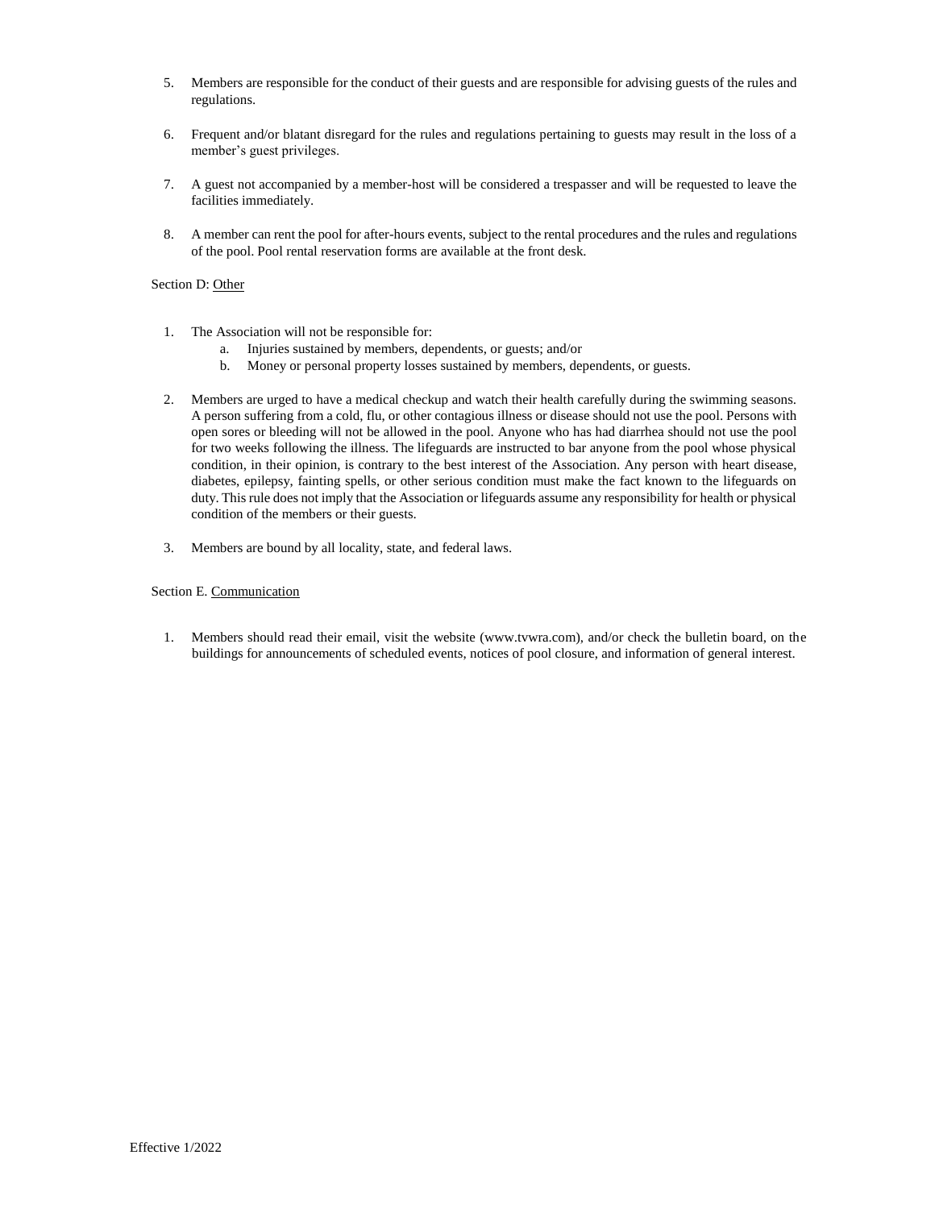5. Members are responsible for the conduct of their guests and are responsible for advising guests of the rules and regulations.

6. Frequent and/or blatant disregard for the rules and regulations pertaining to guests may result in the loss of a member's guest privileges.

7. A guest not accompanied by a member-host will be considered a trespasser and will be requested to leave the facilities immediately.

8. A member can rent the pool for after-hours events, subject to the rental procedures and the rules and regulations of the pool. Pool rental reservation forms are available at the front desk.

Section D: Other

1. The Association will not be responsible for:
   a. Injuries sustained by members, dependents, or guests; and/or
   b. Money or personal property losses sustained by members, dependents, or guests.

2. Members are urged to have a medical checkup and watch their health carefully during the swimming seasons. A person suffering from a cold, flu, or other contagious illness or disease should not use the pool. Persons with open sores or bleeding will not be allowed in the pool. Anyone who has had diarrhea should not use the pool for two weeks following the illness. The lifeguards are instructed to bar anyone from the pool whose physical condition, in their opinion, is contrary to the best interest of the Association. Any person with heart disease, diabetes, epilepsy, fainting spells, or other serious condition must make the fact known to the lifeguards on duty. This rule does not imply that the Association or lifeguards assume any responsibility for health or physical condition of the members or their guests.

3. Members are bound by all locality, state, and federal laws.

Section E. Communication

1. Members should read their email, visit the website (www.tvwra.com), and/or check the bulletin board, on the buildings for announcements of scheduled events, notices of pool closure, and information of general interest.

Effective 1/2022